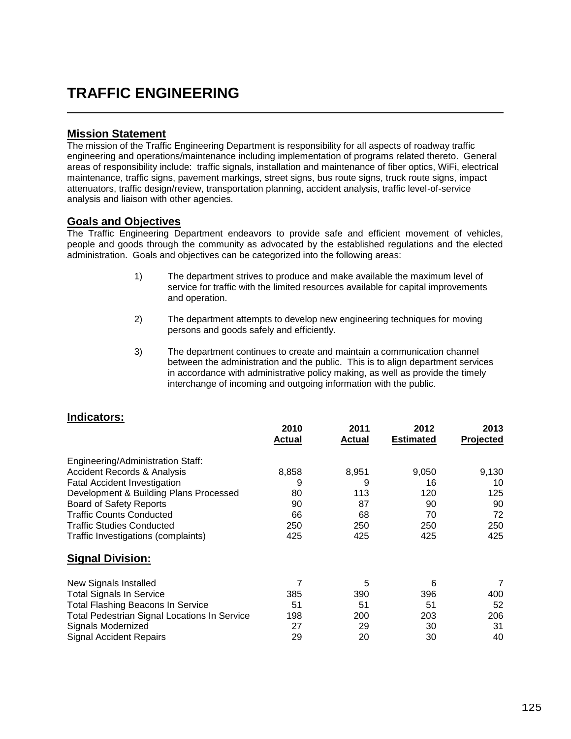# TRAFFIC ENGINEERING

## Mission Statement

The mission of the Traffic Engineering Department is responsibility for all aspects of roadway traffic engineering and operations/maintenance including implementation of programs related thereto. General areas of responsibility include: traffic signals, installation and maintenance of fiber optics, WiFi, electrical maintenance, traffic signs, pavement markings, street signs, bus route signs, truck route signs, impact attenuators, traffic design/review, transportation planning, accident analysis, traffic level-of-service analysis and liaison with other agencies.

## Goals and Objectives

The Traffic Engineering Department endeavors to provide safe and efficient movement of vehicles, people and goods through the community as advocated by the established regulations and the elected administration. Goals and objectives can be categorized into the following areas:

1) The department strives to produce and make available the maximum level of service for traffic with the limited resources available for capital improvements and operation.

2) The department attempts to develop new engineering techniques for moving persons and goods safely and efficiently.

3) The department continues to create and maintain a communication channel between the administration and the public. This is to align department services in accordance with administrative policy making, as well as provide the timely interchange of incoming and outgoing information with the public.

## Indicators:

| | 2010 Actual | 2011 Actual | 2012 Estimated | 2013 Projected |
|---|---|---|---|---|
| Engineering/Administration Staff: | | | | |
| Accident Records & Analysis | 8,858 | 8,951 | 9,050 | 9,130 |
| Fatal Accident Investigation | 9 | 9 | 16 | 10 |
| Development & Building Plans Processed | 80 | 113 | 120 | 125 |
| Board of Safety Reports | 90 | 87 | 90 | 90 |
| Traffic Counts Conducted | 66 | 68 | 70 | 72 |
| Traffic Studies Conducted | 250 | 250 | 250 | 250 |
| Traffic Investigations (complaints) | 425 | 425 | 425 | 425 |

## Signal Division:

| | 2010 Actual | 2011 Actual | 2012 Estimated | 2013 Projected |
|---|---|---|---|---|
| New Signals Installed | 7 | 5 | 6 | 7 |
| Total Signals In Service | 385 | 390 | 396 | 400 |
| Total Flashing Beacons In Service | 51 | 51 | 51 | 52 |
| Total Pedestrian Signal Locations In Service | 198 | 200 | 203 | 206 |
| Signals Modernized | 27 | 29 | 30 | 31 |
| Signal Accident Repairs | 29 | 20 | 30 | 40 |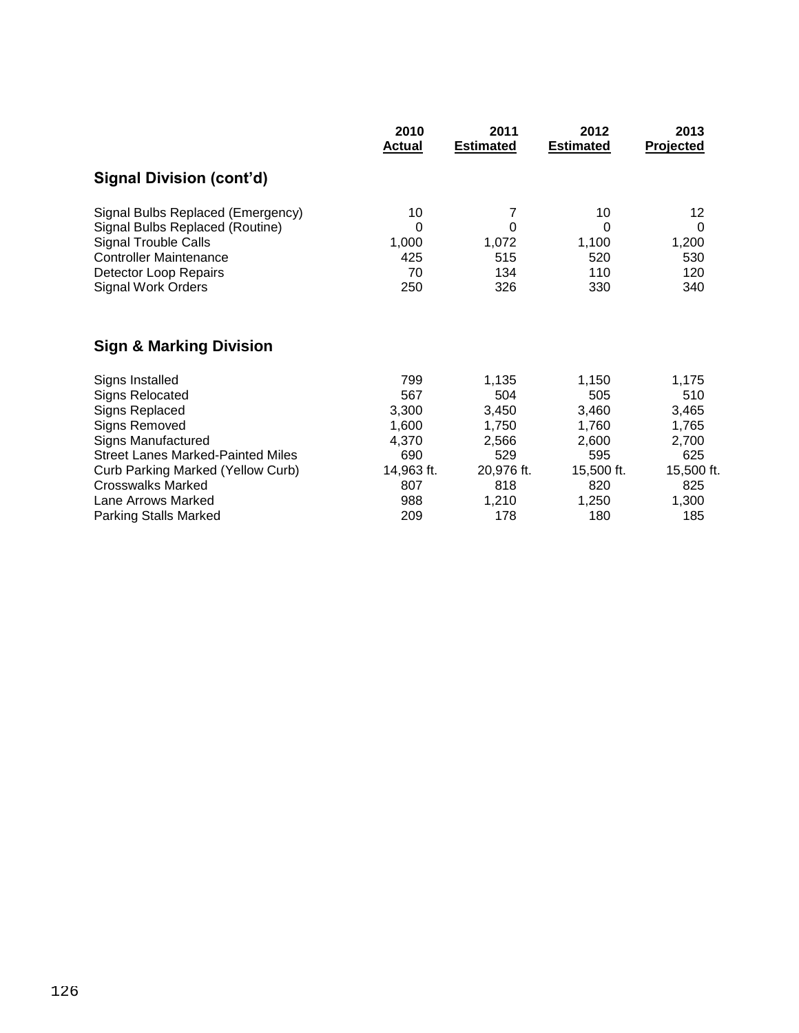| | 2010 Actual | 2011 Estimated | 2012 Estimated | 2013 Projected |
|---|---|---|---|---|
| **Signal Division (cont'd)** | | | | |
| Signal Bulbs Replaced (Emergency) | 10 | 7 | 10 | 12 |
| Signal Bulbs Replaced (Routine) | 0 | 0 | 0 | 0 |
| Signal Trouble Calls | 1,000 | 1,072 | 1,100 | 1,200 |
| Controller Maintenance | 425 | 515 | 520 | 530 |
| Detector Loop Repairs | 70 | 134 | 110 | 120 |
| Signal Work Orders | 250 | 326 | 330 | 340 |
| **Sign & Marking Division** | | | | |
| Signs Installed | 799 | 1,135 | 1,150 | 1,175 |
| Signs Relocated | 567 | 504 | 505 | 510 |
| Signs Replaced | 3,300 | 3,450 | 3,460 | 3,465 |
| Signs Removed | 1,600 | 1,750 | 1,760 | 1,765 |
| Signs Manufactured | 4,370 | 2,566 | 2,600 | 2,700 |
| Street Lanes Marked-Painted Miles | 690 | 529 | 595 | 625 |
| Curb Parking Marked (Yellow Curb) | 14,963 ft. | 20,976 ft. | 15,500 ft. | 15,500 ft. |
| Crosswalks Marked | 807 | 818 | 820 | 825 |
| Lane Arrows Marked | 988 | 1,210 | 1,250 | 1,300 |
| Parking Stalls Marked | 209 | 178 | 180 | 185 |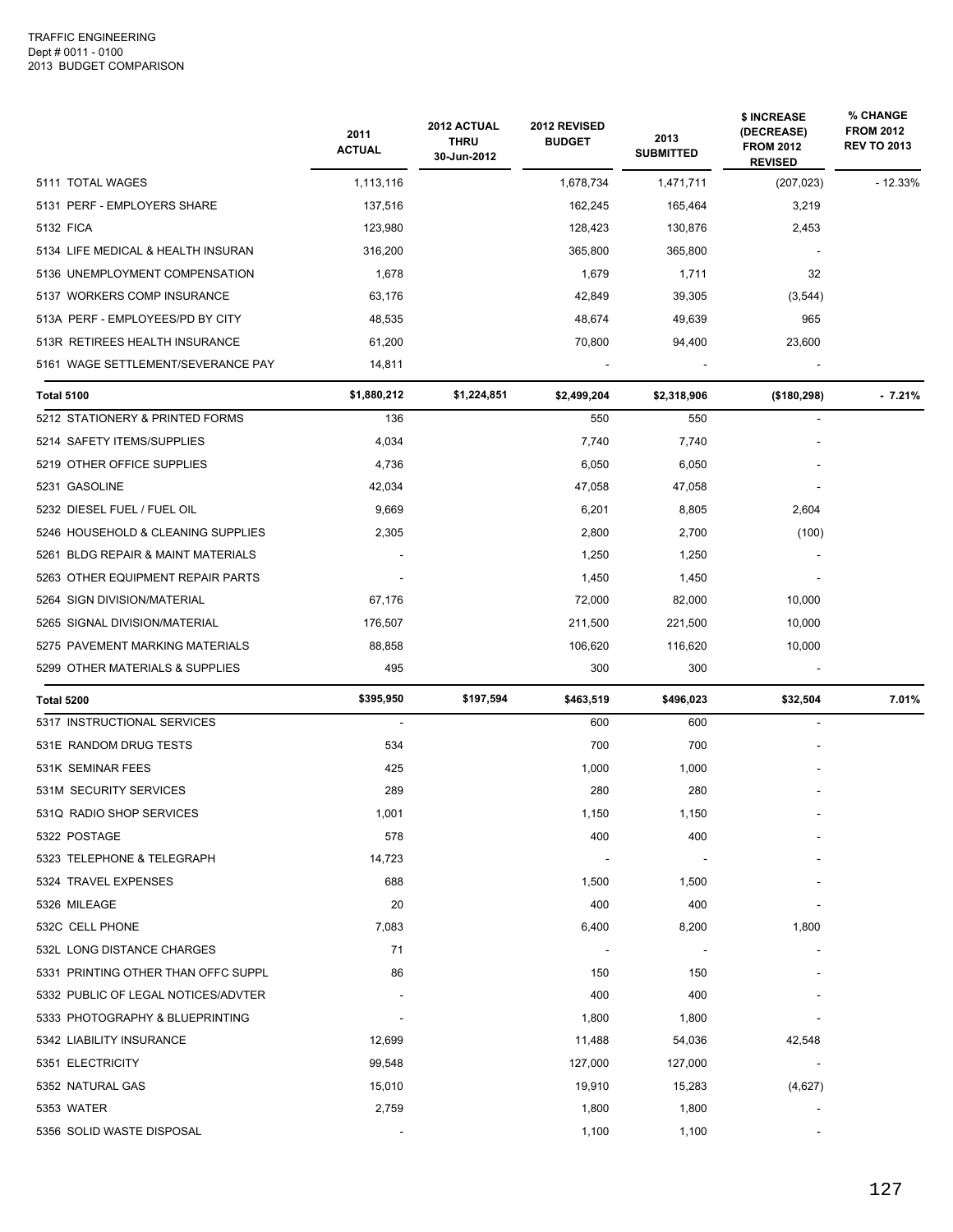TRAFFIC ENGINEERING
Dept # 0011 - 0100
2013 BUDGET COMPARISON

| | 2011 ACTUAL | 2012 ACTUAL THRU 30-Jun-2012 | 2012 REVISED BUDGET | 2013 SUBMITTED | $ INCREASE (DECREASE) FROM 2012 REVISED | % CHANGE FROM 2012 REV TO 2013 |
|---|---|---|---|---|---|---|
| 5111 TOTAL WAGES | 1,113,116 | | 1,678,734 | 1,471,711 | (207,023) | - 12.33% |
| 5131 PERF - EMPLOYERS SHARE | 137,516 | | 162,245 | 165,464 | 3,219 | |
| 5132 FICA | 123,980 | | 128,423 | 130,876 | 2,453 | |
| 5134 LIFE MEDICAL & HEALTH INSURAN | 316,200 | | 365,800 | 365,800 | - | |
| 5136 UNEMPLOYMENT COMPENSATION | 1,678 | | 1,679 | 1,711 | 32 | |
| 5137 WORKERS COMP INSURANCE | 63,176 | | 42,849 | 39,305 | (3,544) | |
| 513A PERF - EMPLOYEES/PD BY CITY | 48,535 | | 48,674 | 49,639 | 965 | |
| 513R RETIREES HEALTH INSURANCE | 61,200 | | 70,800 | 94,400 | 23,600 | |
| 5161 WAGE SETTLEMENT/SEVERANCE PAY | 14,811 | | - | - | - | |
| **Total 5100** | **$1,880,212** | **$1,224,851** | **$2,499,204** | **$2,318,906** | **($180,298)** | **- 7.21%** |
| 5212 STATIONERY & PRINTED FORMS | 136 | | 550 | 550 | - | |
| 5214 SAFETY ITEMS/SUPPLIES | 4,034 | | 7,740 | 7,740 | - | |
| 5219 OTHER OFFICE SUPPLIES | 4,736 | | 6,050 | 6,050 | - | |
| 5231 GASOLINE | 42,034 | | 47,058 | 47,058 | - | |
| 5232 DIESEL FUEL / FUEL OIL | 9,669 | | 6,201 | 8,805 | 2,604 | |
| 5246 HOUSEHOLD & CLEANING SUPPLIES | 2,305 | | 2,800 | 2,700 | (100) | |
| 5261 BLDG REPAIR & MAINT MATERIALS | - | | 1,250 | 1,250 | - | |
| 5263 OTHER EQUIPMENT REPAIR PARTS | - | | 1,450 | 1,450 | - | |
| 5264 SIGN DIVISION/MATERIAL | 67,176 | | 72,000 | 82,000 | 10,000 | |
| 5265 SIGNAL DIVISION/MATERIAL | 176,507 | | 211,500 | 221,500 | 10,000 | |
| 5275 PAVEMENT MARKING MATERIALS | 88,858 | | 106,620 | 116,620 | 10,000 | |
| 5299 OTHER MATERIALS & SUPPLIES | 495 | | 300 | 300 | - | |
| **Total 5200** | **$395,950** | **$197,594** | **$463,519** | **$496,023** | **$32,504** | **7.01%** |
| 5317 INSTRUCTIONAL SERVICES | - | | 600 | 600 | - | |
| 531E RANDOM DRUG TESTS | 534 | | 700 | 700 | - | |
| 531K SEMINAR FEES | 425 | | 1,000 | 1,000 | - | |
| 531M SECURITY SERVICES | 289 | | 280 | 280 | - | |
| 531Q RADIO SHOP SERVICES | 1,001 | | 1,150 | 1,150 | - | |
| 5322 POSTAGE | 578 | | 400 | 400 | - | |
| 5323 TELEPHONE & TELEGRAPH | 14,723 | | - | - | - | |
| 5324 TRAVEL EXPENSES | 688 | | 1,500 | 1,500 | - | |
| 5326 MILEAGE | 20 | | 400 | 400 | - | |
| 532C CELL PHONE | 7,083 | | 6,400 | 8,200 | 1,800 | |
| 532L LONG DISTANCE CHARGES | 71 | | - | - | - | |
| 5331 PRINTING OTHER THAN OFFC SUPPL | 86 | | 150 | 150 | - | |
| 5332 PUBLIC OF LEGAL NOTICES/ADVTER | - | | 400 | 400 | - | |
| 5333 PHOTOGRAPHY & BLUEPRINTING | - | | 1,800 | 1,800 | - | |
| 5342 LIABILITY INSURANCE | 12,699 | | 11,488 | 54,036 | 42,548 | |
| 5351 ELECTRICITY | 99,548 | | 127,000 | 127,000 | - | |
| 5352 NATURAL GAS | 15,010 | | 19,910 | 15,283 | (4,627) | |
| 5353 WATER | 2,759 | | 1,800 | 1,800 | - | |
| 5356 SOLID WASTE DISPOSAL | - | | 1,100 | 1,100 | - | |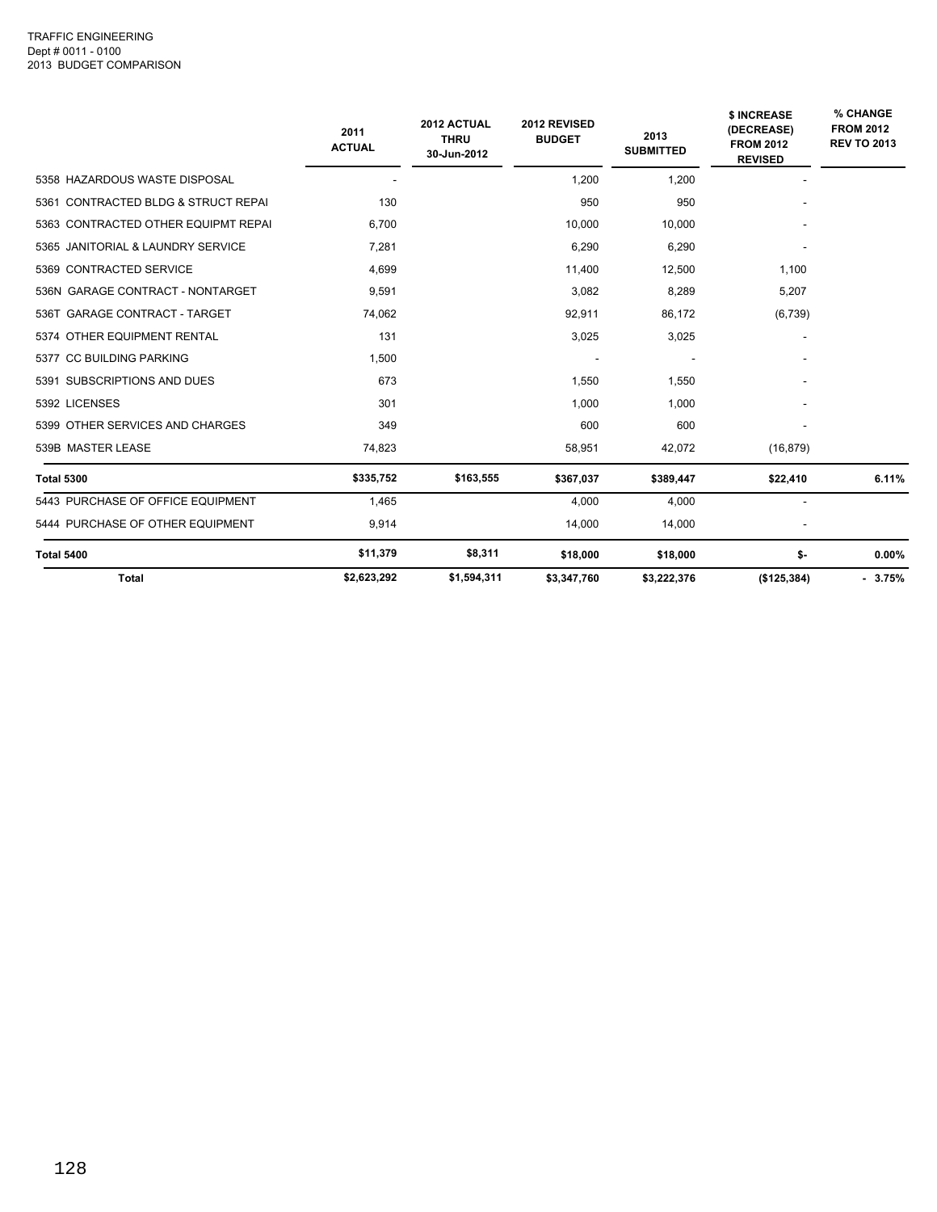TRAFFIC ENGINEERING
Dept # 0011 - 0100
2013 BUDGET COMPARISON

| | 2011 ACTUAL | 2012 ACTUAL THRU 30-Jun-2012 | 2012 REVISED BUDGET | 2013 SUBMITTED | $ INCREASE (DECREASE) FROM 2012 REVISED | % CHANGE FROM 2012 REV TO 2013 |
|---|---|---|---|---|---|---|
| 5358 HAZARDOUS WASTE DISPOSAL | - | | 1,200 | 1,200 | - | |
| 5361 CONTRACTED BLDG & STRUCT REPAI | 130 | | 950 | 950 | - | |
| 5363 CONTRACTED OTHER EQUIPMT REPAI | 6,700 | | 10,000 | 10,000 | - | |
| 5365 JANITORIAL & LAUNDRY SERVICE | 7,281 | | 6,290 | 6,290 | - | |
| 5369 CONTRACTED SERVICE | 4,699 | | 11,400 | 12,500 | 1,100 | |
| 536N GARAGE CONTRACT - NONTARGET | 9,591 | | 3,082 | 8,289 | 5,207 | |
| 536T GARAGE CONTRACT - TARGET | 74,062 | | 92,911 | 86,172 | (6,739) | |
| 5374 OTHER EQUIPMENT RENTAL | 131 | | 3,025 | 3,025 | - | |
| 5377 CC BUILDING PARKING | 1,500 | | - | - | - | |
| 5391 SUBSCRIPTIONS AND DUES | 673 | | 1,550 | 1,550 | - | |
| 5392 LICENSES | 301 | | 1,000 | 1,000 | - | |
| 5399 OTHER SERVICES AND CHARGES | 349 | | 600 | 600 | - | |
| 539B MASTER LEASE | 74,823 | | 58,951 | 42,072 | (16,879) | |
| **Total 5300** | **$335,752** | **$163,555** | **$367,037** | **$389,447** | **$22,410** | **6.11%** |
| 5443 PURCHASE OF OFFICE EQUIPMENT | 1,465 | | 4,000 | 4,000 | - | |
| 5444 PURCHASE OF OTHER EQUIPMENT | 9,914 | | 14,000 | 14,000 | - | |
| **Total 5400** | **$11,379** | **$8,311** | **$18,000** | **$18,000** | **$-** | **0.00%** |
| **Total** | **$2,623,292** | **$1,594,311** | **$3,347,760** | **$3,222,376** | **($125,384)** | **- 3.75%** |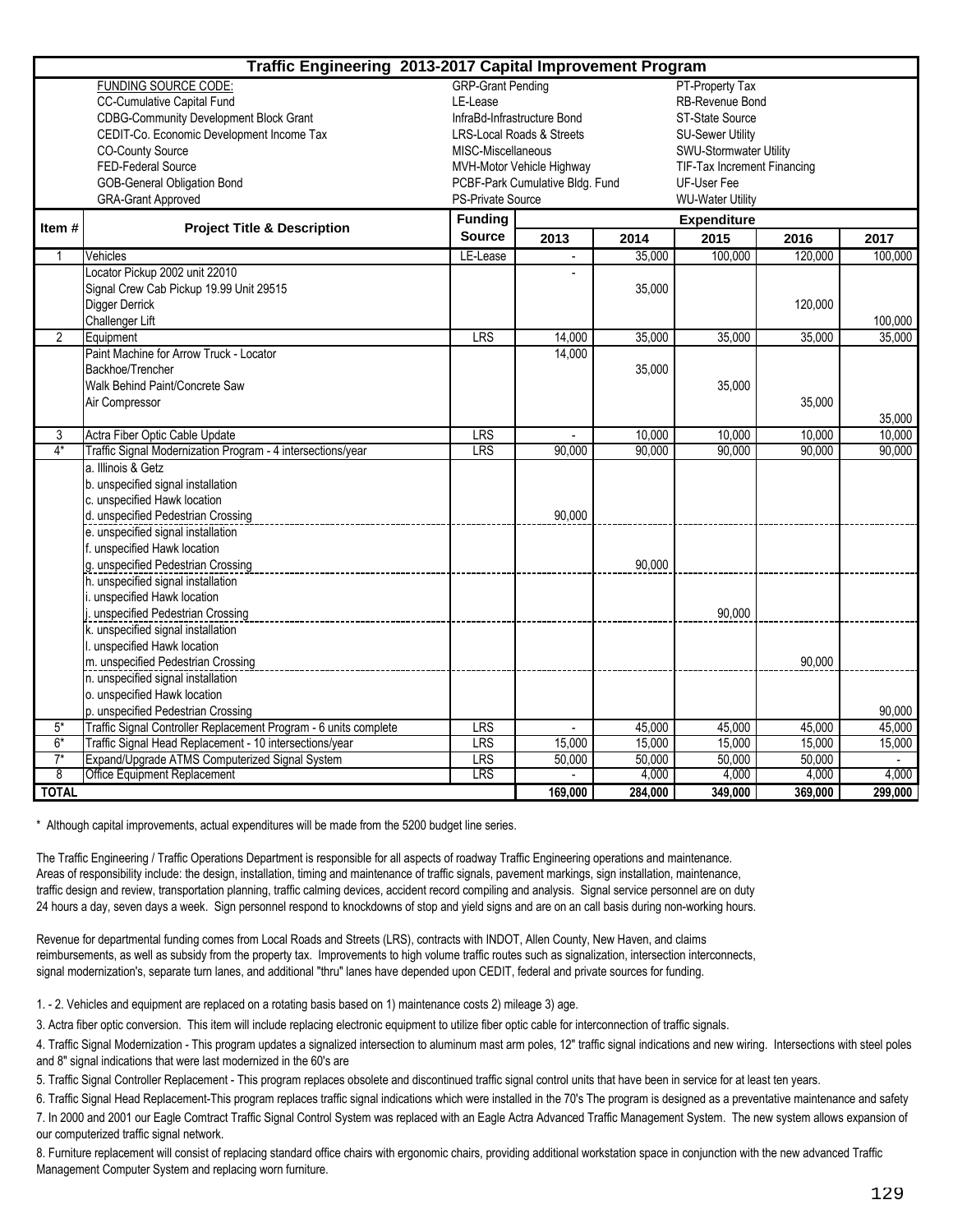# Traffic Engineering 2013-2017 Capital Improvement Program

| | | | |
|---|---|---|---|
| FUNDING SOURCE CODE: | GRP-Grant Pending | PT-Property Tax |
| CC-Cumulative Capital Fund | LE-Lease | RB-Revenue Bond |
| CDBG-Community Development Block Grant | InfraBd-Infrastructure Bond | ST-State Source |
| CEDIT-Co. Economic Development Income Tax | LRS-Local Roads & Streets | SU-Sewer Utility |
| CO-County Source | MISC-Miscellaneous | SWU-Stormwater Utility |
| FED-Federal Source | MVH-Motor Vehicle Highway | TIF-Tax Increment Financing |
| GOB-General Obligation Bond | PCBF-Park Cumulative Bldg. Fund | UF-User Fee |
| GRA-Grant Approved | PS-Private Source | WU-Water Utility |

| Item # | Project Title & Description | Funding Source | Expenditure | | | | |
|---|---|---|---|---|---|---|---|
| | | | 2013 | 2014 | 2015 | 2016 | 2017 |
| 1 | Vehicles | LE-Lease | - | 35,000 | 100,000 | 120,000 | 100,000 |
| | Locator Pickup 2002 unit 22010 | | - | | | | |
| | Signal Crew Cab Pickup 19.99 Unit 29515 | | | 35,000 | | | |
| | Digger Derrick | | | | | 120,000 | |
| | Challenger Lift | | | | | | 100,000 |
| 2 | Equipment | LRS | 14,000 | 35,000 | 35,000 | 35,000 | 35,000 |
| | Paint Machine for Arrow Truck - Locator | | 14,000 | | | | |
| | Backhoe/Trencher | | | 35,000 | | | |
| | Walk Behind Paint/Concrete Saw | | | | 35,000 | | |
| | Air Compressor | | | | | 35,000 | |
| | | | | | | | 35,000 |
| 3 | Actra Fiber Optic Cable Update | LRS | - | 10,000 | 10,000 | 10,000 | 10,000 |
| 4* | Traffic Signal Modernization Program - 4 intersections/year | LRS | 90,000 | 90,000 | 90,000 | 90,000 | 90,000 |
| | a. Illinois & Getz | | | | | | |
| | b. unspecified signal installation | | | | | | |
| | c. unspecified Hawk location | | | | | | |
| | d. unspecified Pedestrian Crossing | | 90,000 | | | | |
| | e. unspecified signal installation | | | | | | |
| | f. unspecified Hawk location | | | | | | |
| | g. unspecified Pedestrian Crossing | | | 90,000 | | | |
| | h. unspecified signal installation | | | | | | |
| | i. unspecified Hawk location | | | | | | |
| | j. unspecified Pedestrian Crossing | | | | 90,000 | | |
| | k. unspecified signal installation | | | | | | |
| | l. unspecified Hawk location | | | | | | |
| | m. unspecified Pedestrian Crossing | | | | | 90,000 | |
| | n. unspecified signal installation | | | | | | |
| | o. unspecified Hawk location | | | | | | |
| | p. unspecified Pedestrian Crossing | | | | | | 90,000 |
| 5* | Traffic Signal Controller Replacement Program - 6 units complete | LRS | - | 45,000 | 45,000 | 45,000 | 45,000 |
| 6* | Traffic Signal Head Replacement - 10 intersections/year | LRS | 15,000 | 15,000 | 15,000 | 15,000 | 15,000 |
| 7* | Expand/Upgrade ATMS Computerized Signal System | LRS | 50,000 | 50,000 | 50,000 | 50,000 | - |
| 8 | Office Equipment Replacement | LRS | - | 4,000 | 4,000 | 4,000 | 4,000 |
| **TOTAL** | | | **169,000** | **284,000** | **349,000** | **369,000** | **299,000** |

* Although capital improvements, actual expenditures will be made from the 5200 budget line series.

The Traffic Engineering / Traffic Operations Department is responsible for all aspects of roadway Traffic Engineering operations and maintenance. Areas of responsibility include: the design, installation, timing and maintenance of traffic signals, pavement markings, sign installation, maintenance, traffic design and review, transportation planning, traffic calming devices, accident record compiling and analysis. Signal service personnel are on duty 24 hours a day, seven days a week. Sign personnel respond to knockdowns of stop and yield signs and are on an call basis during non-working hours.

Revenue for departmental funding comes from Local Roads and Streets (LRS), contracts with INDOT, Allen County, New Haven, and claims reimbursements, as well as subsidy from the property tax. Improvements to high volume traffic routes such as signalization, intersection interconnects, signal modernization's, separate turn lanes, and additional "thru" lanes have depended upon CEDIT, federal and private sources for funding.

1. - 2. Vehicles and equipment are replaced on a rotating basis based on 1) maintenance costs 2) mileage 3) age.

3. Actra fiber optic conversion. This item will include replacing electronic equipment to utilize fiber optic cable for interconnection of traffic signals.

4. Traffic Signal Modernization - This program updates a signalized intersection to aluminum mast arm poles, 12" traffic signal indications and new wiring. Intersections with steel poles and 8" signal indications that were last modernized in the 60's are

5. Traffic Signal Controller Replacement - This program replaces obsolete and discontinued traffic signal control units that have been in service for at least ten years.

6. Traffic Signal Head Replacement-This program replaces traffic signal indications which were installed in the 70's The program is designed as a preventative maintenance and safety

7. In 2000 and 2001 our Eagle Comtract Traffic Signal Control System was replaced with an Eagle Actra Advanced Traffic Management System. The new system allows expansion of our computerized traffic signal network.

8. Furniture replacement will consist of replacing standard office chairs with ergonomic chairs, providing additional workstation space in conjunction with the new advanced Traffic Management Computer System and replacing worn furniture.